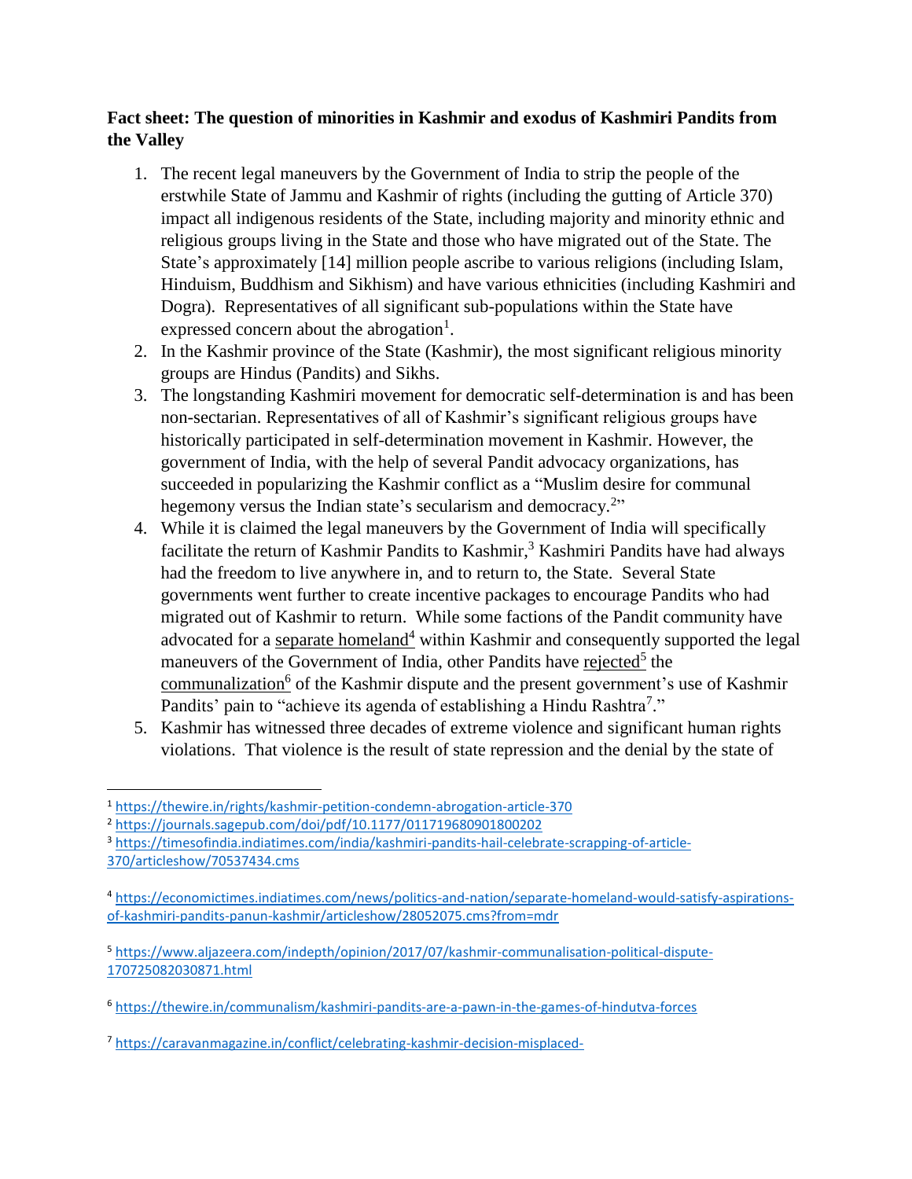**Fact sheet: The question of minorities in Kashmir and exodus of Kashmiri Pandits from the Valley**

1. The recent legal maneuvers by the Government of India to strip the people of the erstwhile State of Jammu and Kashmir of rights (including the gutting of Article 370) impact all indigenous residents of the State, including majority and minority ethnic and religious groups living in the State and those who have migrated out of the State. The State's approximately [14] million people ascribe to various religions (including Islam, Hinduism, Buddhism and Sikhism) and have various ethnicities (including Kashmiri and Dogra). Representatives of all significant sub-populations within the State have expressed concern about the abrogation[1].
2. In the Kashmir province of the State (Kashmir), the most significant religious minority groups are Hindus (Pandits) and Sikhs.
3. The longstanding Kashmiri movement for democratic self-determination is and has been non-sectarian. Representatives of all of Kashmir's significant religious groups have historically participated in self-determination movement in Kashmir. However, the government of India, with the help of several Pandit advocacy organizations, has succeeded in popularizing the Kashmir conflict as a "Muslim desire for communal hegemony versus the Indian state's secularism and democracy.[2]"
4. While it is claimed the legal maneuvers by the Government of India will specifically facilitate the return of Kashmir Pandits to Kashmir,[3] Kashmiri Pandits have had always had the freedom to live anywhere in, and to return to, the State. Several State governments went further to create incentive packages to encourage Pandits who had migrated out of Kashmir to return. While some factions of the Pandit community have advocated for a separate homeland[4] within Kashmir and consequently supported the legal maneuvers of the Government of India, other Pandits have rejected[5] the communalization[6] of the Kashmir dispute and the present government's use of Kashmir Pandits' pain to "achieve its agenda of establishing a Hindu Rashtra[7]."
5. Kashmir has witnessed three decades of extreme violence and significant human rights violations. That violence is the result of state repression and the denial by the state of

---

[1] https://thewire.in/rights/kashmir-petition-condemn-abrogation-article-370

[2] https://journals.sagepub.com/doi/pdf/10.1177/011719680901800202

[3] https://timesofindia.indiatimes.com/india/kashmiri-pandits-hail-celebrate-scrapping-of-article-370/articleshow/70537434.cms

[4] https://economictimes.indiatimes.com/news/politics-and-nation/separate-homeland-would-satisfy-aspirations-of-kashmiri-pandits-panun-kashmir/articleshow/28052075.cms?from=mdr

[5] https://www.aljazeera.com/indepth/opinion/2017/07/kashmir-communalisation-political-dispute-170725082030871.html

[6] https://thewire.in/communalism/kashmiri-pandits-are-a-pawn-in-the-games-of-hindutva-forces

[7] https://caravanmagazine.in/conflict/celebrating-kashmir-decision-misplaced-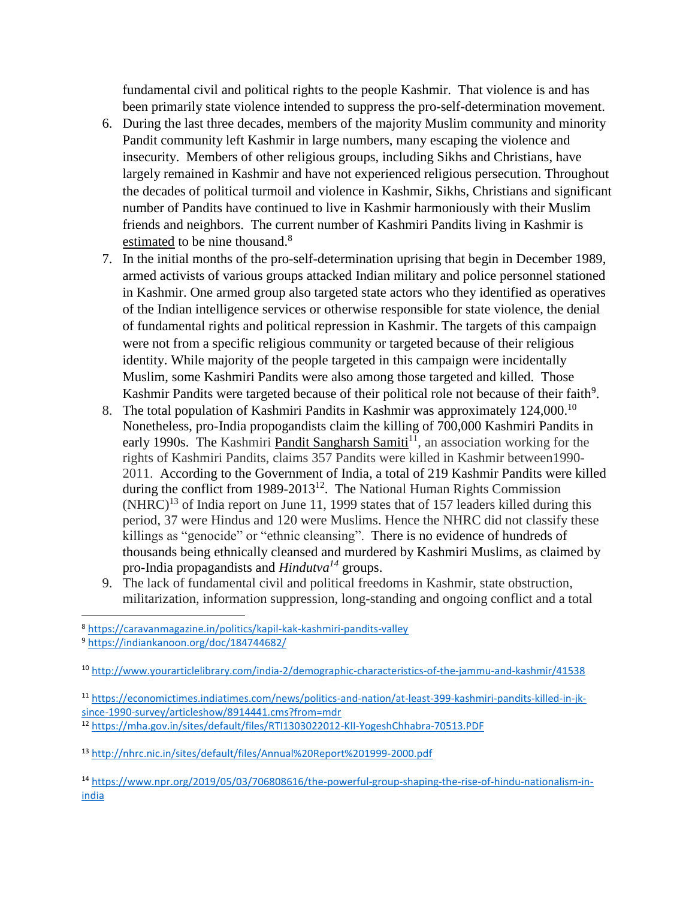fundamental civil and political rights to the people Kashmir. That violence is and has been primarily state violence intended to suppress the pro-self-determination movement.

6. During the last three decades, members of the majority Muslim community and minority Pandit community left Kashmir in large numbers, many escaping the violence and insecurity. Members of other religious groups, including Sikhs and Christians, have largely remained in Kashmir and have not experienced religious persecution. Throughout the decades of political turmoil and violence in Kashmir, Sikhs, Christians and significant number of Pandits have continued to live in Kashmir harmoniously with their Muslim friends and neighbors. The current number of Kashmiri Pandits living in Kashmir is estimated to be nine thousand.[8]
7. In the initial months of the pro-self-determination uprising that begin in December 1989, armed activists of various groups attacked Indian military and police personnel stationed in Kashmir. One armed group also targeted state actors who they identified as operatives of the Indian intelligence services or otherwise responsible for state violence, the denial of fundamental rights and political repression in Kashmir. The targets of this campaign were not from a specific religious community or targeted because of their religious identity. While majority of the people targeted in this campaign were incidentally Muslim, some Kashmiri Pandits were also among those targeted and killed. Those Kashmir Pandits were targeted because of their political role not because of their faith[9].
8. The total population of Kashmiri Pandits in Kashmir was approximately 124,000.[10] Nonetheless, pro-India propogandists claim the killing of 700,000 Kashmiri Pandits in early 1990s. The Kashmiri Pandit Sangharsh Samiti[11], an association working for the rights of Kashmiri Pandits, claims 357 Pandits were killed in Kashmir between1990-2011. According to the Government of India, a total of 219 Kashmir Pandits were killed during the conflict from 1989-2013[12]. The National Human Rights Commission (NHRC)[13] of India report on June 11, 1999 states that of 157 leaders killed during this period, 37 were Hindus and 120 were Muslims. Hence the NHRC did not classify these killings as "genocide" or "ethnic cleansing". There is no evidence of hundreds of thousands being ethnically cleansed and murdered by Kashmiri Muslims, as claimed by pro-India propagandists and *Hindutva*[14] groups.
9. The lack of fundamental civil and political freedoms in Kashmir, state obstruction, militarization, information suppression, long-standing and ongoing conflict and a total

---

[8] https://caravanmagazine.in/politics/kapil-kak-kashmiri-pandits-valley

[9] https://indiankanoon.org/doc/184744682/

[10] http://www.yourarticlelibrary.com/india-2/demographic-characteristics-of-the-jammu-and-kashmir/41538

[11] https://economictimes.indiatimes.com/news/politics-and-nation/at-least-399-kashmiri-pandits-killed-in-jk-since-1990-survey/articleshow/8914441.cms?from=mdr

[12] https://mha.gov.in/sites/default/files/RTI1303022012-KII-YogeshChhabra-70513.PDF

[13] http://nhrc.nic.in/sites/default/files/Annual%20Report%201999-2000.pdf

[14] https://www.npr.org/2019/05/03/706808616/the-powerful-group-shaping-the-rise-of-hindu-nationalism-in-india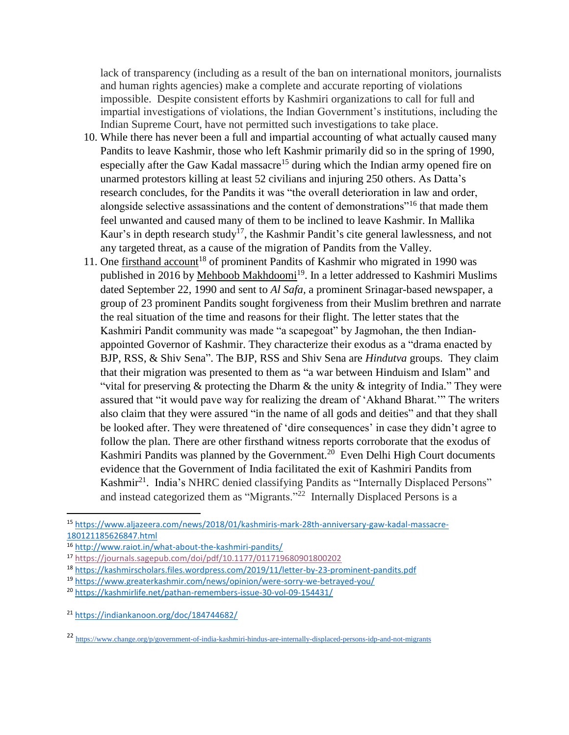lack of transparency (including as a result of the ban on international monitors, journalists and human rights agencies) make a complete and accurate reporting of violations impossible. Despite consistent efforts by Kashmiri organizations to call for full and impartial investigations of violations, the Indian Government's institutions, including the Indian Supreme Court, have not permitted such investigations to take place.

10. While there has never been a full and impartial accounting of what actually caused many Pandits to leave Kashmir, those who left Kashmir primarily did so in the spring of 1990, especially after the Gaw Kadal massacre[15] during which the Indian army opened fire on unarmed protestors killing at least 52 civilians and injuring 250 others. As Datta's research concludes, for the Pandits it was "the overall deterioration in law and order, alongside selective assassinations and the content of demonstrations"[16] that made them feel unwanted and caused many of them to be inclined to leave Kashmir. In Mallika Kaur's in depth research study[17], the Kashmiri Pandit's cite general lawlessness, and not any targeted threat, as a cause of the migration of Pandits from the Valley.

11. One firsthand account[18] of prominent Pandits of Kashmir who migrated in 1990 was published in 2016 by Mehboob Makhdoomi[19]. In a letter addressed to Kashmiri Muslims dated September 22, 1990 and sent to *Al Safa*, a prominent Srinagar-based newspaper, a group of 23 prominent Pandits sought forgiveness from their Muslim brethren and narrate the real situation of the time and reasons for their flight. The letter states that the Kashmiri Pandit community was made "a scapegoat" by Jagmohan, the then Indian-appointed Governor of Kashmir. They characterize their exodus as a "drama enacted by BJP, RSS, & Shiv Sena". The BJP, RSS and Shiv Sena are *Hindutva* groups. They claim that their migration was presented to them as "a war between Hinduism and Islam" and "vital for preserving & protecting the Dharm & the unity & integrity of India." They were assured that "it would pave way for realizing the dream of 'Akhand Bharat.'" The writers also claim that they were assured "in the name of all gods and deities" and that they shall be looked after. They were threatened of 'dire consequences' in case they didn't agree to follow the plan. There are other firsthand witness reports corroborate that the exodus of Kashmiri Pandits was planned by the Government.[20] Even Delhi High Court documents evidence that the Government of India facilitated the exit of Kashmiri Pandits from Kashmir[21]. India's NHRC denied classifying Pandits as "Internally Displaced Persons" and instead categorized them as "Migrants."[22] Internally Displaced Persons is a

---

[15] https://www.aljazeera.com/news/2018/01/kashmiris-mark-28th-anniversary-gaw-kadal-massacre-180121185626847.html

[16] http://www.raiot.in/what-about-the-kashmiri-pandits/

[17] https://journals.sagepub.com/doi/pdf/10.1177/011719680901800202

[18] https://kashmirscholars.files.wordpress.com/2019/11/letter-by-23-prominent-pandits.pdf

[19] https://www.greaterkashmir.com/news/opinion/were-sorry-we-betrayed-you/

[20] https://kashmirlife.net/pathan-remembers-issue-30-vol-09-154431/

[21] https://indiankanoon.org/doc/184744682/

[22] https://www.change.org/p/government-of-india-kashmiri-hindus-are-internally-displaced-persons-idp-and-not-migrants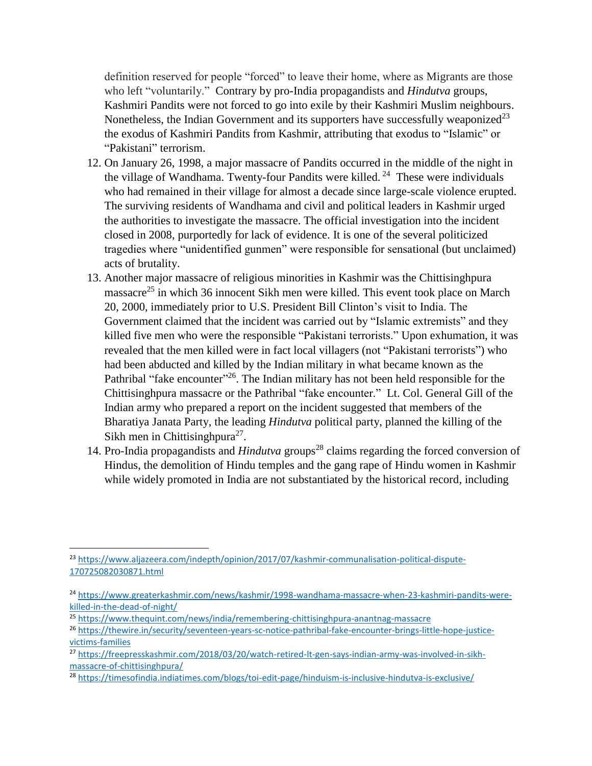definition reserved for people "forced" to leave their home, where as Migrants are those who left "voluntarily." Contrary by pro-India propagandists and *Hindutva* groups, Kashmiri Pandits were not forced to go into exile by their Kashmiri Muslim neighbours. Nonetheless, the Indian Government and its supporters have successfully weaponized[23] the exodus of Kashmiri Pandits from Kashmir, attributing that exodus to "Islamic" or "Pakistani" terrorism.

12. On January 26, 1998, a major massacre of Pandits occurred in the middle of the night in the village of Wandhama. Twenty-four Pandits were killed.[24] These were individuals who had remained in their village for almost a decade since large-scale violence erupted. The surviving residents of Wandhama and civil and political leaders in Kashmir urged the authorities to investigate the massacre. The official investigation into the incident closed in 2008, purportedly for lack of evidence. It is one of the several politicized tragedies where "unidentified gunmen" were responsible for sensational (but unclaimed) acts of brutality.
13. Another major massacre of religious minorities in Kashmir was the Chittisinghpura massacre[25] in which 36 innocent Sikh men were killed. This event took place on March 20, 2000, immediately prior to U.S. President Bill Clinton's visit to India. The Government claimed that the incident was carried out by "Islamic extremists" and they killed five men who were the responsible "Pakistani terrorists." Upon exhumation, it was revealed that the men killed were in fact local villagers (not "Pakistani terrorists") who had been abducted and killed by the Indian military in what became known as the Pathribal "fake encounter"[26]. The Indian military has not been held responsible for the Chittisinghpura massacre or the Pathribal "fake encounter." Lt. Col. General Gill of the Indian army who prepared a report on the incident suggested that members of the Bharatiya Janata Party, the leading *Hindutva* political party, planned the killing of the Sikh men in Chittisinghpura[27].
14. Pro-India propagandists and *Hindutva* groups[28] claims regarding the forced conversion of Hindus, the demolition of Hindu temples and the gang rape of Hindu women in Kashmir while widely promoted in India are not substantiated by the historical record, including

---

[23] https://www.aljazeera.com/indepth/opinion/2017/07/kashmir-communalisation-political-dispute-170725082030871.html

[24] https://www.greaterkashmir.com/news/kashmir/1998-wandhama-massacre-when-23-kashmiri-pandits-were-killed-in-the-dead-of-night/

[25] https://www.thequint.com/news/india/remembering-chittisinghpura-anantnag-massacre

[26] https://thewire.in/security/seventeen-years-sc-notice-pathribal-fake-encounter-brings-little-hope-justice-victims-families

[27] https://freepresskashmir.com/2018/03/20/watch-retired-lt-gen-says-indian-army-was-involved-in-sikh-massacre-of-chittisinghpura/

[28] https://timesofindia.indiatimes.com/blogs/toi-edit-page/hinduism-is-inclusive-hindutva-is-exclusive/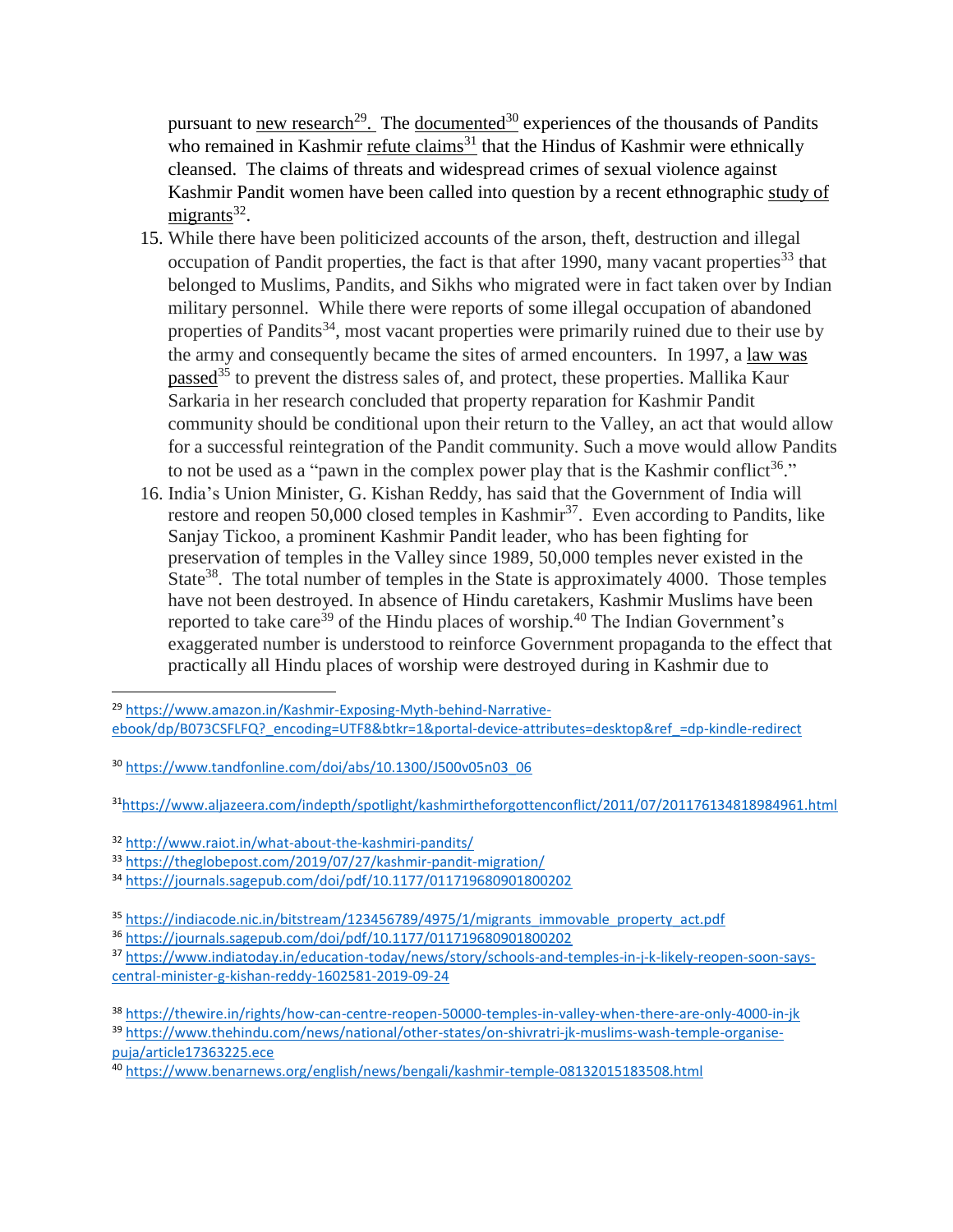pursuant to new research[29]. The documented[30] experiences of the thousands of Pandits who remained in Kashmir refute claims[31] that the Hindus of Kashmir were ethnically cleansed. The claims of threats and widespread crimes of sexual violence against Kashmir Pandit women have been called into question by a recent ethnographic study of migrants[32].

15. While there have been politicized accounts of the arson, theft, destruction and illegal occupation of Pandit properties, the fact is that after 1990, many vacant properties[33] that belonged to Muslims, Pandits, and Sikhs who migrated were in fact taken over by Indian military personnel. While there were reports of some illegal occupation of abandoned properties of Pandits[34], most vacant properties were primarily ruined due to their use by the army and consequently became the sites of armed encounters. In 1997, a law was passed[35] to prevent the distress sales of, and protect, these properties. Mallika Kaur Sarkaria in her research concluded that property reparation for Kashmir Pandit community should be conditional upon their return to the Valley, an act that would allow for a successful reintegration of the Pandit community. Such a move would allow Pandits to not be used as a "pawn in the complex power play that is the Kashmir conflict[36]."
16. India's Union Minister, G. Kishan Reddy, has said that the Government of India will restore and reopen 50,000 closed temples in Kashmir[37]. Even according to Pandits, like Sanjay Tickoo, a prominent Kashmir Pandit leader, who has been fighting for preservation of temples in the Valley since 1989, 50,000 temples never existed in the State[38]. The total number of temples in the State is approximately 4000. Those temples have not been destroyed. In absence of Hindu caretakers, Kashmir Muslims have been reported to take care[39] of the Hindu places of worship.[40] The Indian Government's exaggerated number is understood to reinforce Government propaganda to the effect that practically all Hindu places of worship were destroyed during in Kashmir due to

---

[29] https://www.amazon.in/Kashmir-Exposing-Myth-behind-Narrative-ebook/dp/B073CSFLFQ?_encoding=UTF8&btkr=1&portal-device-attributes=desktop&ref_=dp-kindle-redirect

[30] https://www.tandfonline.com/doi/abs/10.1300/J500v05n03_06

[31] https://www.aljazeera.com/indepth/spotlight/kashmirtheforgottenconflict/2011/07/201176134818984961.html

[32] http://www.raiot.in/what-about-the-kashmiri-pandits/

[33] https://theglobepost.com/2019/07/27/kashmir-pandit-migration/

[34] https://journals.sagepub.com/doi/pdf/10.1177/011719680901800202

[35] https://indiacode.nic.in/bitstream/123456789/4975/1/migrants_immovable_property_act.pdf

[36] https://journals.sagepub.com/doi/pdf/10.1177/011719680901800202

[37] https://www.indiatoday.in/education-today/news/story/schools-and-temples-in-j-k-likely-reopen-soon-says-central-minister-g-kishan-reddy-1602581-2019-09-24

[38] https://thewire.in/rights/how-can-centre-reopen-50000-temples-in-valley-when-there-are-only-4000-in-jk

[39] https://www.thehindu.com/news/national/other-states/on-shivratri-jk-muslims-wash-temple-organise-puja/article17363225.ece

[40] https://www.benarnews.org/english/news/bengali/kashmir-temple-08132015183508.html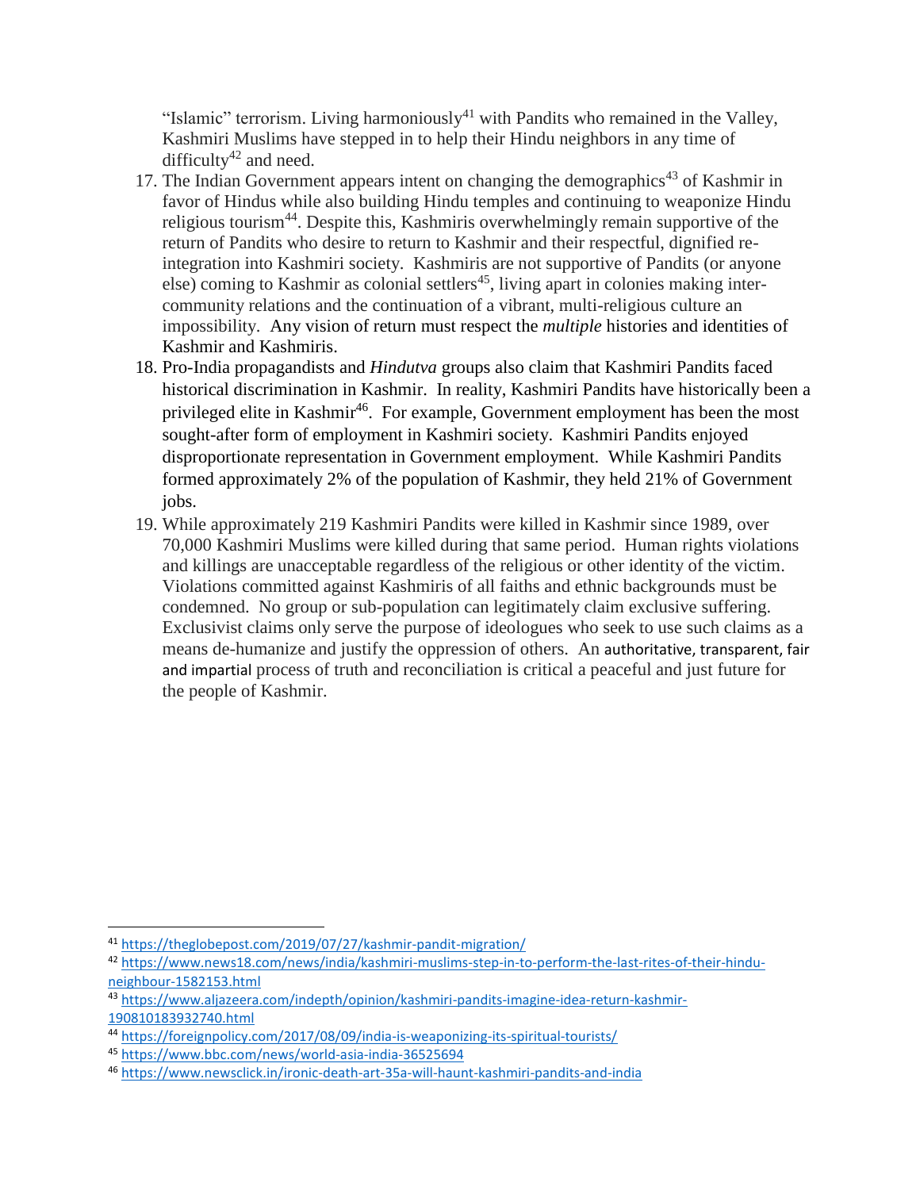"Islamic" terrorism. Living harmoniously[41] with Pandits who remained in the Valley, Kashmiri Muslims have stepped in to help their Hindu neighbors in any time of difficulty[42] and need.

17. The Indian Government appears intent on changing the demographics[43] of Kashmir in favor of Hindus while also building Hindu temples and continuing to weaponize Hindu religious tourism[44]. Despite this, Kashmiris overwhelmingly remain supportive of the return of Pandits who desire to return to Kashmir and their respectful, dignified re-integration into Kashmiri society. Kashmiris are not supportive of Pandits (or anyone else) coming to Kashmir as colonial settlers[45], living apart in colonies making inter-community relations and the continuation of a vibrant, multi-religious culture an impossibility. Any vision of return must respect the *multiple* histories and identities of Kashmir and Kashmiris.
18. Pro-India propagandists and *Hindutva* groups also claim that Kashmiri Pandits faced historical discrimination in Kashmir. In reality, Kashmiri Pandits have historically been a privileged elite in Kashmir[46]. For example, Government employment has been the most sought-after form of employment in Kashmiri society. Kashmiri Pandits enjoyed disproportionate representation in Government employment. While Kashmiri Pandits formed approximately 2% of the population of Kashmir, they held 21% of Government jobs.
19. While approximately 219 Kashmiri Pandits were killed in Kashmir since 1989, over 70,000 Kashmiri Muslims were killed during that same period. Human rights violations and killings are unacceptable regardless of the religious or other identity of the victim. Violations committed against Kashmiris of all faiths and ethnic backgrounds must be condemned. No group or sub-population can legitimately claim exclusive suffering. Exclusivist claims only serve the purpose of ideologues who seek to use such claims as a means de-humanize and justify the oppression of others. An authoritative, transparent, fair and impartial process of truth and reconciliation is critical a peaceful and just future for the people of Kashmir.

---

[41] https://theglobepost.com/2019/07/27/kashmir-pandit-migration/

[42] https://www.news18.com/news/india/kashmiri-muslims-step-in-to-perform-the-last-rites-of-their-hindu-neighbour-1582153.html

[43] https://www.aljazeera.com/indepth/opinion/kashmiri-pandits-imagine-idea-return-kashmir-190810183932740.html

[44] https://foreignpolicy.com/2017/08/09/india-is-weaponizing-its-spiritual-tourists/

[45] https://www.bbc.com/news/world-asia-india-36525694

[46] https://www.newsclick.in/ironic-death-art-35a-will-haunt-kashmiri-pandits-and-india